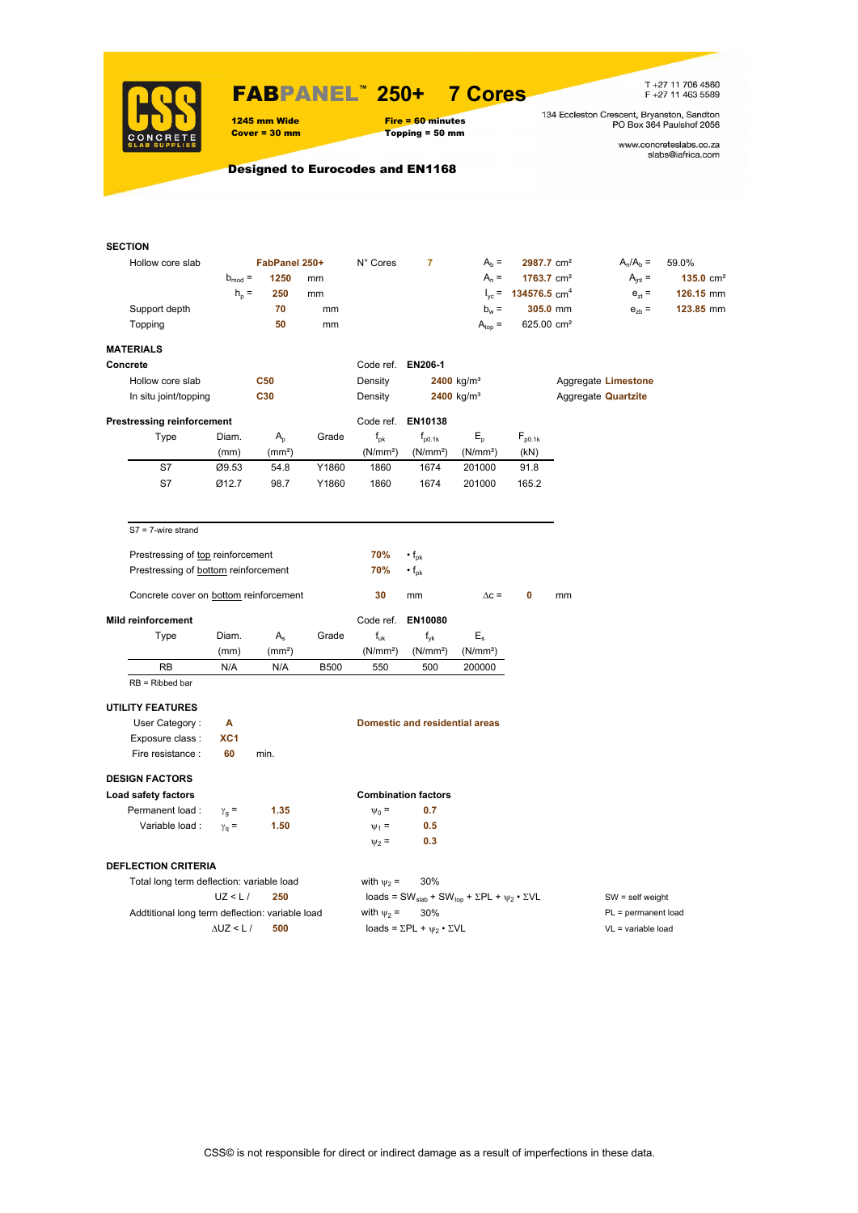# FABPANEL™ 250+ 7 Cores

**1245 mm Wide**
**Cover = 30 mm**

**Fire = 60 minutes**
**Topping = 50 mm**

T +27 11 706 4560
F +27 11 463 5589

134 Eccleston Crescent, Bryanston, Sandton
PO Box 364 Paulshof 2056

www.concreteslabs.co.za
slabs@iafrica.com

**Designed to Eurocodes and EN1168**

## SECTION

| | | | | | | | | | | |
|---|---|---|---|---|---|---|---|---|---|---|
| Hollow core slab | | FabPanel 250+ | | N° Cores | 7 | $A_b$ = | 2987.7 cm² | | $A_n/A_b$ = | 59.0% |
| | $b_{mod}$ = | 1250 | mm | | | $A_n$ = | 1763.7 cm² | | $A_{jnt}$ = | 135.0 cm² |
| | $h_p$ = | 250 | mm | | | $I_{yc}$ = | 134576.5 cm⁴ | | $e_{zt}$ = | 126.15 mm |
| Support depth | | 70 | mm | | | $b_w$ = | 305.0 mm | | $e_{zb}$ = | 123.85 mm |
| Topping | | 50 | mm | | | $A_{top}$ = | 625.00 cm² | | | |

## MATERIALS

**Concrete** — Code ref. **EN206-1**

| | | | | |
|---|---|---|---|---|
| Hollow core slab | C50 | Density | 2400 kg/m³ | Aggregate Limestone |
| In situ joint/topping | C30 | Density | 2400 kg/m³ | Aggregate Quartzite |

**Prestressing reinforcement** — Code ref. **EN10138**

| Type | Diam. (mm) | $A_p$ (mm²) | Grade | $f_{pk}$ (N/mm²) | $f_{p0.1k}$ (N/mm²) | $E_p$ (N/mm²) | $F_{p0.1k}$ (kN) |
|---|---|---|---|---|---|---|---|
| S7 | Ø9.53 | 54.8 | Y1860 | 1860 | 1674 | 201000 | 91.8 |
| S7 | Ø12.7 | 98.7 | Y1860 | 1860 | 1674 | 201000 | 165.2 |

S7 = 7-wire strand

Prestressing of top reinforcement — 70% • $f_{pk}$
Prestressing of bottom reinforcement — 70% • $f_{pk}$

Concrete cover on bottom reinforcement — 30 mm — $\Delta c$ = 0 mm

**Mild reinforcement** — Code ref. **EN10080**

| Type | Diam. (mm) | $A_s$ (mm²) | Grade | $f_{uk}$ (N/mm²) | $f_{yk}$ (N/mm²) | $E_s$ (N/mm²) |
|---|---|---|---|---|---|---|
| RB | N/A | N/A | B500 | 550 | 500 | 200000 |

RB = Ribbed bar

## UTILITY FEATURES

User Category : **A** — **Domestic and residential areas**
Exposure class : **XC1**
Fire resistance : **60** min.

## DESIGN FACTORS

**Load safety factors**

Permanent load : $\gamma_g$ = **1.35**
Variable load : $\gamma_q$ = **1.50**

**Combination factors**

$\psi_0$ = **0.7**
$\psi_1$ = **0.5**
$\psi_2$ = **0.3**

## DEFLECTION CRITERIA

Total long term deflection: variable load — with $\psi_2$ = 30%
UZ < L / **250** — loads = $SW_{slab}$ + $SW_{top}$ + ΣPL + $\psi_2$ • ΣVL

Addtitional long term deflection: variable load — with $\psi_2$ = 30%
ΔUZ < L / **500** — loads = ΣPL + $\psi_2$ • ΣVL

SW = self weight
PL = permanent load
VL = variable load

CSS© is not responsible for direct or indirect damage as a result of imperfections in these data.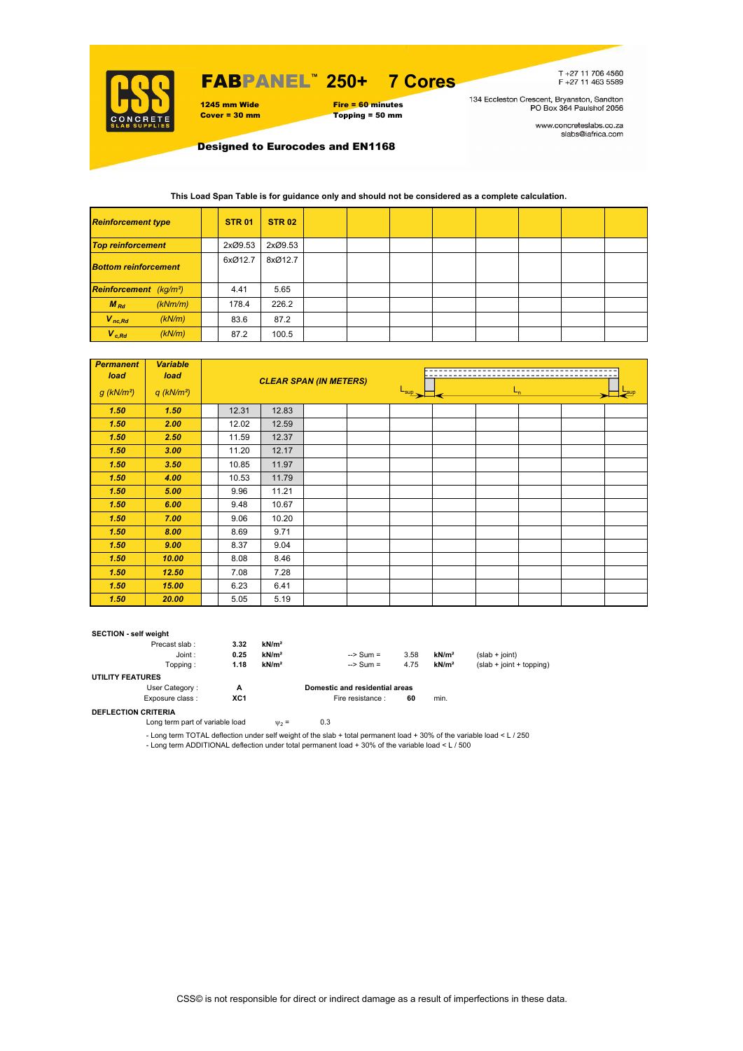# FABPANEL™ 250+ 7 Cores

**1245 mm Wide**
**Cover = 30 mm**

**Fire = 60 minutes**
**Topping = 50 mm**

T +27 11 706 4560
F +27 11 463 5589

134 Eccleston Crescent, Bryanston, Sandton
PO Box 364 Paulshof 2056

www.concreteslabs.co.za
slabs@iafrica.com

**Designed to Eurocodes and EN1168**

**This Load Span Table is for guidance only and should not be considered as a complete calculation.**

| ***Reinforcement type*** | | **STR 01** | **STR 02** | | | | | | | | |
|---|---|---|---|---|---|---|---|---|---|---|---|
| ***Top reinforcement*** | | 2xØ9.53 | 2xØ9.53 | | | | | | | | |
| ***Bottom reinforcement*** | | 6xØ12.7 | 8xØ12.7 | | | | | | | | |
| ***Reinforcement*** *(kg/m²)* | | 4.41 | 5.65 | | | | | | | | |
| $M_{Rd}$ *(kNm/m)* | | 178.4 | 226.2 | | | | | | | | |
| $V_{nc,Rd}$ *(kN/m)* | | 83.6 | 87.2 | | | | | | | | |
| $V_{c,Rd}$ *(kN/m)* | | 87.2 | 100.5 | | | | | | | | |

| ***Permanent load*** *g (kN/m²)* | ***Variable load*** *q (kN/m²)* | ***CLEAR SPAN (IN METERS)*** | | | | | | | | | |
|---|---|---|---|---|---|---|---|---|---|---|---|
| **1.50** | **1.50** | 12.31 | 12.83 | | | | | | | | |
| **1.50** | **2.00** | 12.02 | 12.59 | | | | | | | | |
| **1.50** | **2.50** | 11.59 | 12.37 | | | | | | | | |
| **1.50** | **3.00** | 11.20 | 12.17 | | | | | | | | |
| **1.50** | **3.50** | 10.85 | 11.97 | | | | | | | | |
| **1.50** | **4.00** | 10.53 | 11.79 | | | | | | | | |
| **1.50** | **5.00** | 9.96 | 11.21 | | | | | | | | |
| **1.50** | **6.00** | 9.48 | 10.67 | | | | | | | | |
| **1.50** | **7.00** | 9.06 | 10.20 | | | | | | | | |
| **1.50** | **8.00** | 8.69 | 9.71 | | | | | | | | |
| **1.50** | **9.00** | 8.37 | 9.04 | | | | | | | | |
| **1.50** | **10.00** | 8.08 | 8.46 | | | | | | | | |
| **1.50** | **12.50** | 7.08 | 7.28 | | | | | | | | |
| **1.50** | **15.00** | 6.23 | 6.41 | | | | | | | | |
| **1.50** | **20.00** | 5.05 | 5.19 | | | | | | | | |

**SECTION - self weight**

| | | | | | | |
|---|---|---|---|---|---|---|
| Precast slab : | **3.32** | **kN/m²** | | | | |
| Joint : | **0.25** | **kN/m²** | --> Sum = | 3.58 | **kN/m²** | (slab + joint) |
| Topping : | **1.18** | **kN/m²** | --> Sum = | 4.75 | **kN/m²** | (slab + joint + topping) |

**UTILITY FEATURES**

User Category : **A** — **Domestic and residential areas**
Exposure class : **XC1** — Fire resistance : **60** min.

**DEFLECTION CRITERIA**

Long term part of variable load $\psi_2 =$ 0.3

- Long term TOTAL deflection under self weight of the slab + total permanent load + 30% of the variable load < L / 250
- Long term ADDITIONAL deflection under total permanent load + 30% of the variable load < L / 500

CSS© is not responsible for direct or indirect damage as a result of imperfections in these data.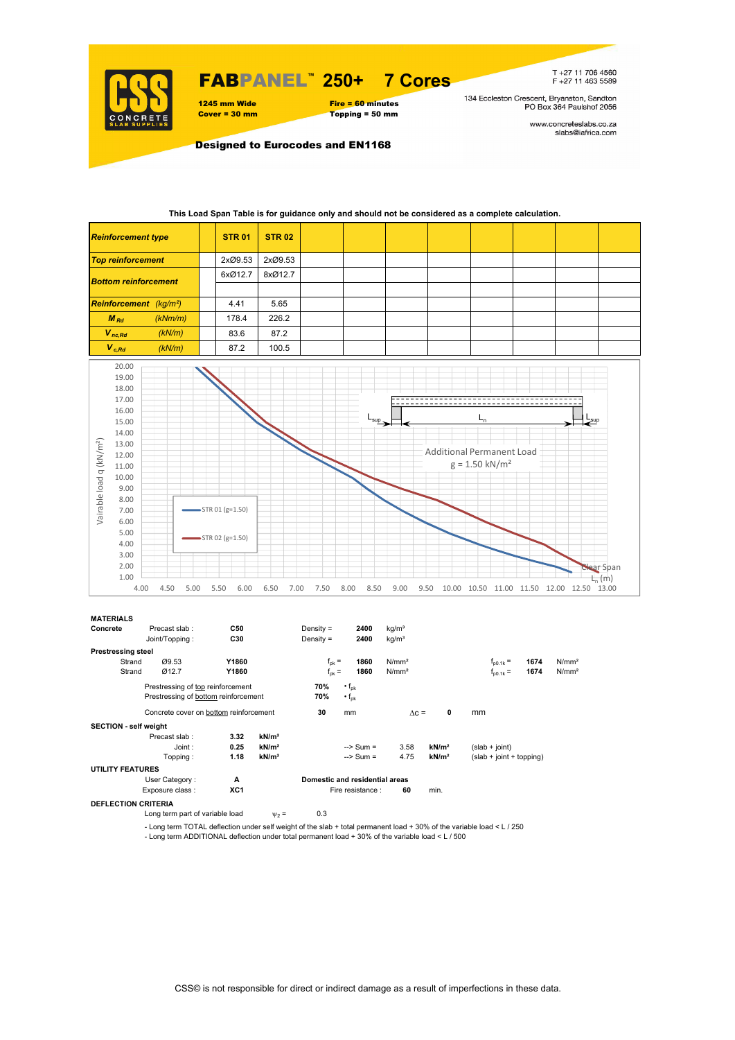# FABPANEL™ 250+ 7 Cores

**1245 mm Wide**
**Cover = 30 mm**

**Fire = 60 minutes**
**Topping = 50 mm**

T +27 11 706 4560
F +27 11 463 5589

134 Eccleston Crescent, Bryanston, Sandton
PO Box 364 Paulshof 2056

www.concreteslabs.co.za
slabs@iafrica.com

**Designed to Eurocodes and EN1168**

**This Load Span Table is for guidance only and should not be considered as a complete calculation.**

| ***Reinforcement type*** | | **STR 01** | **STR 02** | | | | | | | |
|---|---|---|---|---|---|---|---|---|---|---|
| ***Top reinforcement*** | | 2xØ9.53 | 2xØ9.53 | | | | | | | |
| ***Bottom reinforcement*** | | 6xØ12.7 | 8xØ12.7 | | | | | | | |
| ***Reinforcement*** *(kg/m²)* | | 4.41 | 5.65 | | | | | | | |
| $M_{Rd}$ *(kNm/m)* | | 178.4 | 226.2 | | | | | | | |
| $V_{nc,Rd}$ *(kN/m)* | | 83.6 | 87.2 | | | | | | | |
| $V_{c,Rd}$ *(kN/m)* | | 87.2 | 100.5 | | | | | | | |

Vairable load q (kN/m²)
20.00
19.00
18.00
17.00
16.00
15.00
14.00
13.00
12.00
11.00
10.00
9.00
8.00
7.00
6.00
5.00
4.00
3.00
2.00
1.00

4.00 4.50 5.00 5.50 6.00 6.50 7.00 7.50 8.00 8.50 9.00 9.50 10.00 10.50 11.00 11.50 12.00 12.50 13.00

Clear Span
$L_n$ (m)

STR 01 (g=1.50)
STR 02 (g=1.50)

$L_{sup}$ $L_n$ $L_{sup}$

Additional Permanent Load
g = 1.50 kN/m²

**MATERIALS**

**Concrete**

| | | | | | |
|---|---|---|---|---|---|
| Precast slab : | **C50** | Density = | **2400** | kg/m³ | |
| Joint/Topping : | **C30** | Density = | **2400** | kg/m³ | |

**Prestressing steel**

| | | | | | | | | |
|---|---|---|---|---|---|---|---|---|
| Strand | Ø9.53 | **Y1860** | $f_{pk}$ = | **1860** | N/mm² | $f_{p0.1k}$ = | **1674** | N/mm² |
| Strand | Ø12.7 | **Y1860** | $f_{pk}$ = | **1860** | N/mm² | $f_{p0.1k}$ = | **1674** | N/mm² |

Prestressing of top reinforcement **70%** $\cdot f_{pk}$
Prestressing of bottom reinforcement **70%** $\cdot f_{pk}$

Concrete cover on bottom reinforcement **30** mm $\Delta c$ = **0** mm

**SECTION - self weight**

| | | | | | | |
|---|---|---|---|---|---|---|
| Precast slab : | **3.32** | **kN/m²** | | | | |
| Joint : | **0.25** | **kN/m²** | --> Sum = | 3.58 | **kN/m²** | (slab + joint) |
| Topping : | **1.18** | **kN/m²** | --> Sum = | 4.75 | **kN/m²** | (slab + joint + topping) |

**UTILITY FEATURES**

User Category : **A** **Domestic and residential areas**
Exposure class : **XC1** Fire resistance : **60** min.

**DEFLECTION CRITERIA**

Long term part of variable load $\psi_2$ = 0.3

- Long term TOTAL deflection under self weight of the slab + total permanent load + 30% of the variable load < L / 250
- Long term ADDITIONAL deflection under total permanent load + 30% of the variable load < L / 500

CSS© is not responsible for direct or indirect damage as a result of imperfections in these data.